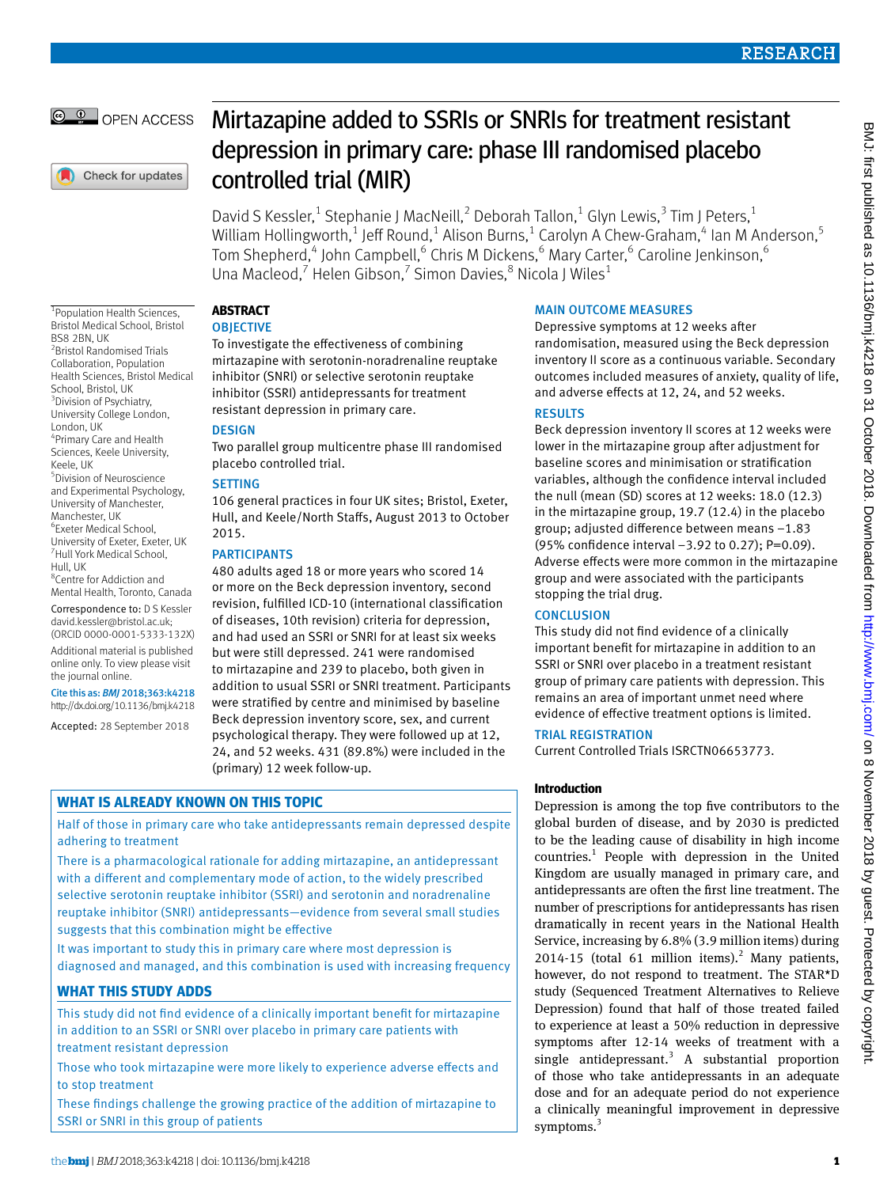# Mirtazapine added to SSRIs or SNRIs for treatment resistant depression in primary care: phase III randomised placebo controlled trial (MIR)

David S Kessler,[1] Stephanie J MacNeill,[2] Deborah Tallon,[1] Glyn Lewis,[3] Tim J Peters,[1] William Hollingworth,[1] Jeff Round,[1] Alison Burns,[1] Carolyn A Chew-Graham,[4] Ian M Anderson,[5] Tom Shepherd,[4] John Campbell,[6] Chris M Dickens,[6] Mary Carter,[6] Caroline Jenkinson,[6] Una Macleod,[7] Helen Gibson,[7] Simon Davies,[8] Nicola J Wiles[1]

[1]Population Health Sciences, Bristol Medical School, Bristol BS8 2BN, UK

[2]Bristol Randomised Trials Collaboration, Population Health Sciences, Bristol Medical School, Bristol, UK

[3]Division of Psychiatry, University College London, London, UK

[4]Primary Care and Health Sciences, Keele University, Keele, UK

[5]Division of Neuroscience and Experimental Psychology, University of Manchester, Manchester, UK

[6]Exeter Medical School, University of Exeter, Exeter, UK

[7]Hull York Medical School, Hull, UK

[8]Centre for Addiction and Mental Health, Toronto, Canada

Correspondence to: D S Kessler david.kessler@bristol.ac.uk; (ORCID 0000-0001-5333-132X)

Additional material is published online only. To view please visit the journal online.

Cite this as: *BMJ* 2018;363:k4218
http://dx.doi.org/10.1136/bmj.k4218

Accepted: 28 September 2018

## ABSTRACT

### OBJECTIVE

To investigate the effectiveness of combining mirtazapine with serotonin-noradrenaline reuptake inhibitor (SNRI) or selective serotonin reuptake inhibitor (SSRI) antidepressants for treatment resistant depression in primary care.

### DESIGN

Two parallel group multicentre phase III randomised placebo controlled trial.

### SETTING

106 general practices in four UK sites; Bristol, Exeter, Hull, and Keele/North Staffs, August 2013 to October 2015.

### PARTICIPANTS

480 adults aged 18 or more years who scored 14 or more on the Beck depression inventory, second revision, fulfilled ICD-10 (international classification of diseases, 10th revision) criteria for depression, and had used an SSRI or SNRI for at least six weeks but were still depressed. 241 were randomised to mirtazapine and 239 to placebo, both given in addition to usual SSRI or SNRI treatment. Participants were stratified by centre and minimised by baseline Beck depression inventory score, sex, and current psychological therapy. They were followed up at 12, 24, and 52 weeks. 431 (89.8%) were included in the (primary) 12 week follow-up.

### MAIN OUTCOME MEASURES

Depressive symptoms at 12 weeks after randomisation, measured using the Beck depression inventory II score as a continuous variable. Secondary outcomes included measures of anxiety, quality of life, and adverse effects at 12, 24, and 52 weeks.

### RESULTS

Beck depression inventory II scores at 12 weeks were lower in the mirtazapine group after adjustment for baseline scores and minimisation or stratification variables, although the confidence interval included the null (mean (SD) scores at 12 weeks: 18.0 (12.3) in the mirtazapine group, 19.7 (12.4) in the placebo group; adjusted difference between means −1.83 (95% confidence interval −3.92 to 0.27); P=0.09). Adverse effects were more common in the mirtazapine group and were associated with the participants stopping the trial drug.

### CONCLUSION

This study did not find evidence of a clinically important benefit for mirtazapine in addition to an SSRI or SNRI over placebo in a treatment resistant group of primary care patients with depression. This remains an area of important unmet need where evidence of effective treatment options is limited.

### TRIAL REGISTRATION

Current Controlled Trials ISRCTN06653773.

## WHAT IS ALREADY KNOWN ON THIS TOPIC

Half of those in primary care who take antidepressants remain depressed despite adhering to treatment

There is a pharmacological rationale for adding mirtazapine, an antidepressant with a different and complementary mode of action, to the widely prescribed selective serotonin reuptake inhibitor (SSRI) and serotonin and noradrenaline reuptake inhibitor (SNRI) antidepressants—evidence from several small studies suggests that this combination might be effective

It was important to study this in primary care where most depression is diagnosed and managed, and this combination is used with increasing frequency

## WHAT THIS STUDY ADDS

This study did not find evidence of a clinically important benefit for mirtazapine in addition to an SSRI or SNRI over placebo in primary care patients with treatment resistant depression

Those who took mirtazapine were more likely to experience adverse effects and to stop treatment

These findings challenge the growing practice of the addition of mirtazapine to SSRI or SNRI in this group of patients

## Introduction

Depression is among the top five contributors to the global burden of disease, and by 2030 is predicted to be the leading cause of disability in high income countries.[1] People with depression in the United Kingdom are usually managed in primary care, and antidepressants are often the first line treatment. The number of prescriptions for antidepressants has risen dramatically in recent years in the National Health Service, increasing by 6.8% (3.9 million items) during 2014-15 (total 61 million items).[2] Many patients, however, do not respond to treatment. The STAR*D study (Sequenced Treatment Alternatives to Relieve Depression) found that half of those treated failed to experience at least a 50% reduction in depressive symptoms after 12-14 weeks of treatment with a single antidepressant.[3] A substantial proportion of those who take antidepressants in an adequate dose and for an adequate period do not experience a clinically meaningful improvement in depressive symptoms.[3]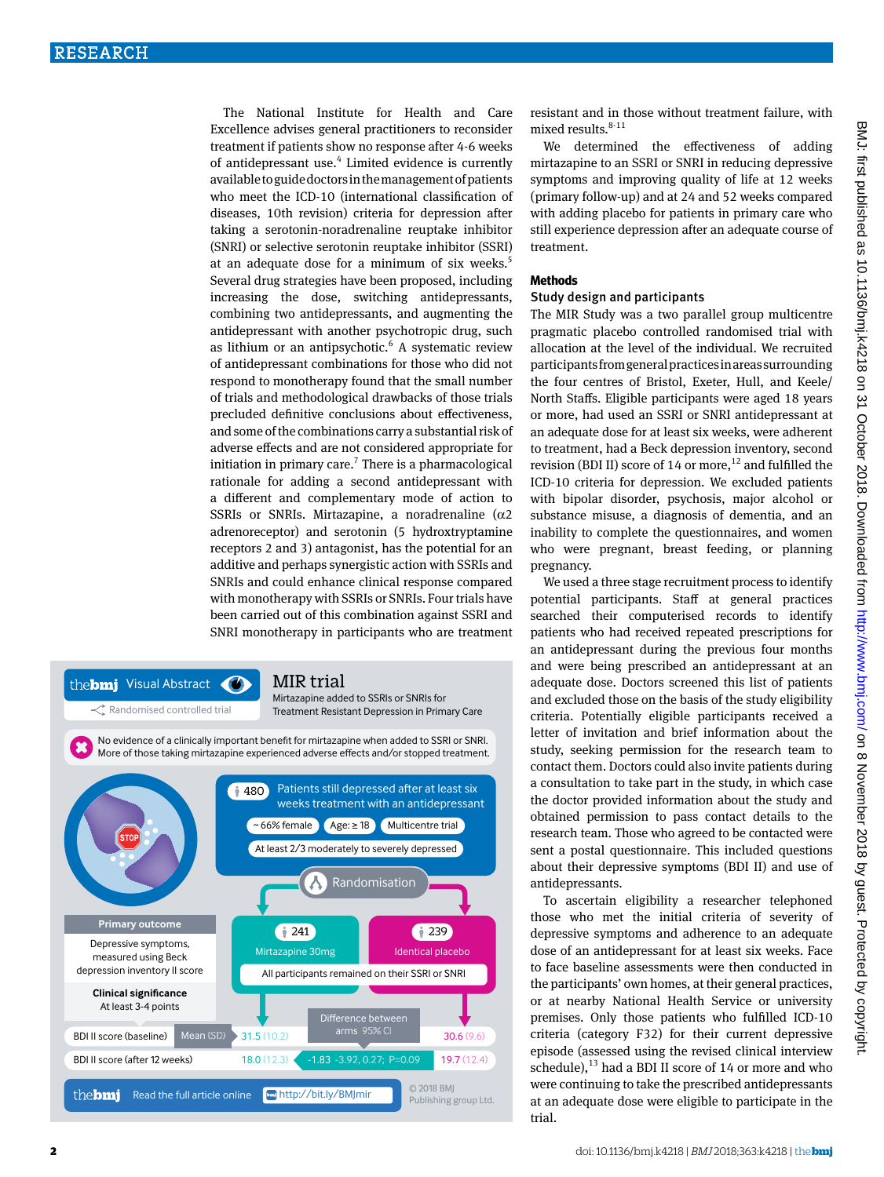The National Institute for Health and Care Excellence advises general practitioners to reconsider treatment if patients show no response after 4-6 weeks of antidepressant use.[4] Limited evidence is currently available to guide doctors in the management of patients who meet the ICD-10 (international classification of diseases, 10th revision) criteria for depression after taking a serotonin-noradrenaline reuptake inhibitor (SNRI) or selective serotonin reuptake inhibitor (SSRI) at an adequate dose for a minimum of six weeks.[5] Several drug strategies have been proposed, including increasing the dose, switching antidepressants, combining two antidepressants, and augmenting the antidepressant with another psychotropic drug, such as lithium or an antipsychotic.[6] A systematic review of antidepressant combinations for those who did not respond to monotherapy found that the small number of trials and methodological drawbacks of those trials precluded definitive conclusions about effectiveness, and some of the combinations carry a substantial risk of adverse effects and are not considered appropriate for initiation in primary care.[7] There is a pharmacological rationale for adding a second antidepressant with a different and complementary mode of action to SSRIs or SNRIs. Mirtazapine, a noradrenaline ($\alpha 2$ adrenoreceptor) and serotonin (5 hydroxytryptamine receptors 2 and 3) antagonist, has the potential for an additive and perhaps synergistic action with SSRIs and SNRIs and could enhance clinical response compared with monotherapy with SSRIs or SNRIs. Four trials have been carried out of this combination against SSRI and SNRI monotherapy in participants who are treatment resistant and in those without treatment failure, with mixed results.[8-11]

We determined the effectiveness of adding mirtazapine to an SSRI or SNRI in reducing depressive symptoms and improving quality of life at 12 weeks (primary follow-up) and at 24 and 52 weeks compared with adding placebo for patients in primary care who still experience depression after an adequate course of treatment.

**thebmj Visual Abstract** — Randomised controlled trial

**MIR trial**
Mirtazapine added to SSRIs or SNRIs for Treatment Resistant Depression in Primary Care

No evidence of a clinically important benefit for mirtazapine when added to SSRI or SNRI. More of those taking mirtazapine experienced adverse effects and/or stopped treatment.

480 — Patients still depressed after at least six weeks treatment with an antidepressant
~66% female | Age: ≥ 18 | Multicentre trial
At least 2/3 moderately to severely depressed

Randomisation

- 241 — Mirtazapine 30mg
- 239 — Identical placebo

All participants remained on their SSRI or SNRI

**Primary outcome**
Depressive symptoms, measured using Beck depression inventory II score

**Clinical significance**
At least 3-4 points

| | | Mirtazapine | Difference between arms 95% CI | Placebo |
|---|---|---|---|---|
| BDI II score (baseline) | Mean (SD) | 31.5 (10.2) | | 30.6 (9.6) |
| BDI II score (after 12 weeks) | | 18.0 (12.3) | −1.83 −3.92, 0.27; P=0.09 | 19.7 (12.4) |

Read the full article online http://bit.ly/BMJmir
© 2018 BMJ Publishing group Ltd.

## Methods

### Study design and participants

The MIR Study was a two parallel group multicentre pragmatic placebo controlled randomised trial with allocation at the level of the individual. We recruited participants from general practices in areas surrounding the four centres of Bristol, Exeter, Hull, and Keele/North Staffs. Eligible participants were aged 18 years or more, had used an SSRI or SNRI antidepressant at an adequate dose for at least six weeks, were adherent to treatment, had a Beck depression inventory, second revision (BDI II) score of 14 or more,[12] and fulfilled the ICD-10 criteria for depression. We excluded patients with bipolar disorder, psychosis, major alcohol or substance misuse, a diagnosis of dementia, and an inability to complete the questionnaires, and women who were pregnant, breast feeding, or planning pregnancy.

We used a three stage recruitment process to identify potential participants. Staff at general practices searched their computerised records to identify patients who had received repeated prescriptions for an antidepressant during the previous four months and were being prescribed an antidepressant at an adequate dose. Doctors screened this list of patients and excluded those on the basis of the study eligibility criteria. Potentially eligible participants received a letter of invitation and brief information about the study, seeking permission for the research team to contact them. Doctors could also invite patients during a consultation to take part in the study, in which case the doctor provided information about the study and obtained permission to pass contact details to the research team. Those who agreed to be contacted were sent a postal questionnaire. This included questions about their depressive symptoms (BDI II) and use of antidepressants.

To ascertain eligibility a researcher telephoned those who met the initial criteria of severity of depressive symptoms and adherence to an adequate dose of an antidepressant for at least six weeks. Face to face baseline assessments were then conducted in the participants' own homes, at their general practices, or at nearby National Health Service or university premises. Only those patients who fulfilled ICD-10 criteria (category F32) for their current depressive episode (assessed using the revised clinical interview schedule),[13] had a BDI II score of 14 or more and who were continuing to take the prescribed antidepressants at an adequate dose were eligible to participate in the trial.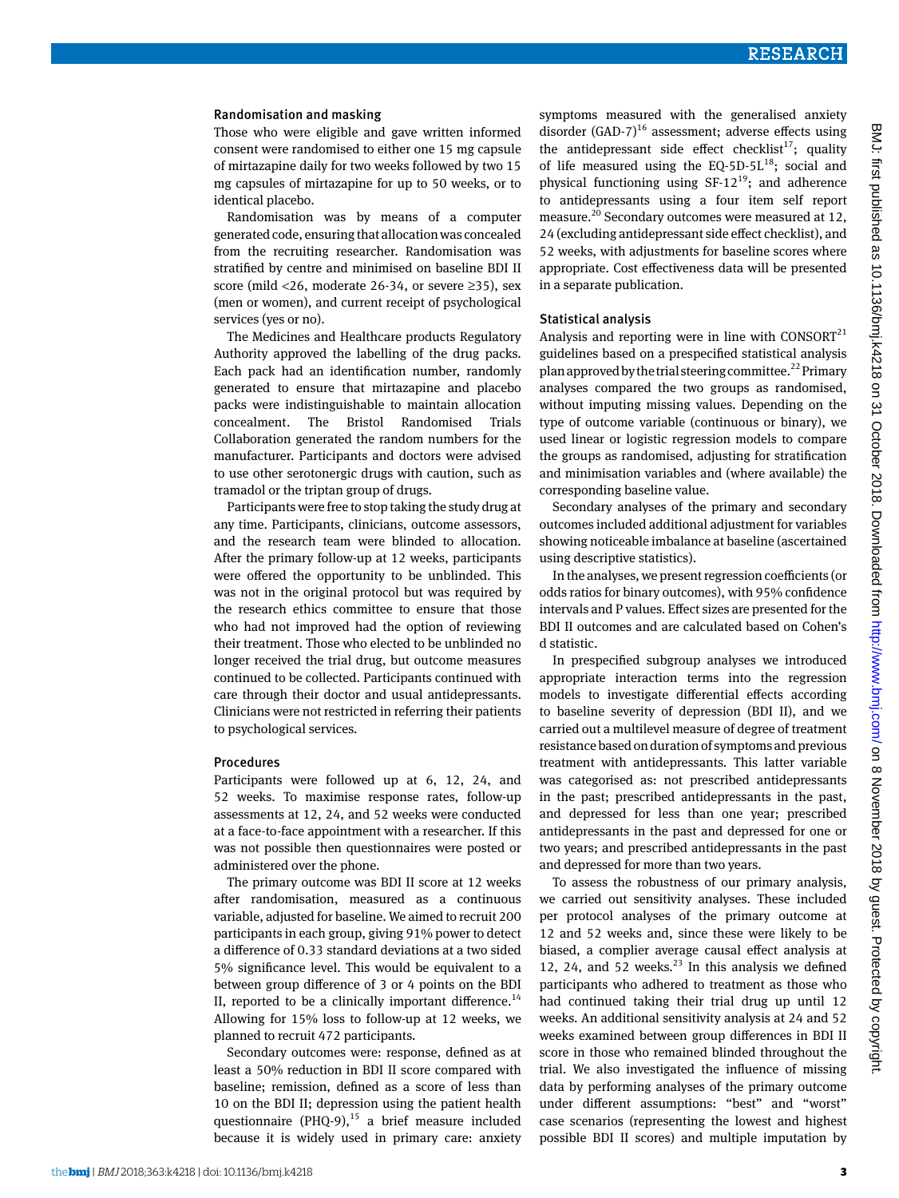### Randomisation and masking

Those who were eligible and gave written informed consent were randomised to either one 15 mg capsule of mirtazapine daily for two weeks followed by two 15 mg capsules of mirtazapine for up to 50 weeks, or to identical placebo.

Randomisation was by means of a computer generated code, ensuring that allocation was concealed from the recruiting researcher. Randomisation was stratified by centre and minimised on baseline BDI II score (mild <26, moderate 26-34, or severe ≥35), sex (men or women), and current receipt of psychological services (yes or no).

The Medicines and Healthcare products Regulatory Authority approved the labelling of the drug packs. Each pack had an identification number, randomly generated to ensure that mirtazapine and placebo packs were indistinguishable to maintain allocation concealment. The Bristol Randomised Trials Collaboration generated the random numbers for the manufacturer. Participants and doctors were advised to use other serotonergic drugs with caution, such as tramadol or the triptan group of drugs.

Participants were free to stop taking the study drug at any time. Participants, clinicians, outcome assessors, and the research team were blinded to allocation. After the primary follow-up at 12 weeks, participants were offered the opportunity to be unblinded. This was not in the original protocol but was required by the research ethics committee to ensure that those who had not improved had the option of reviewing their treatment. Those who elected to be unblinded no longer received the trial drug, but outcome measures continued to be collected. Participants continued with care through their doctor and usual antidepressants. Clinicians were not restricted in referring their patients to psychological services.

### Procedures

Participants were followed up at 6, 12, 24, and 52 weeks. To maximise response rates, follow-up assessments at 12, 24, and 52 weeks were conducted at a face-to-face appointment with a researcher. If this was not possible then questionnaires were posted or administered over the phone.

The primary outcome was BDI II score at 12 weeks after randomisation, measured as a continuous variable, adjusted for baseline. We aimed to recruit 200 participants in each group, giving 91% power to detect a difference of 0.33 standard deviations at a two sided 5% significance level. This would be equivalent to a between group difference of 3 or 4 points on the BDI II, reported to be a clinically important difference.[14] Allowing for 15% loss to follow-up at 12 weeks, we planned to recruit 472 participants.

Secondary outcomes were: response, defined as at least a 50% reduction in BDI II score compared with baseline; remission, defined as a score of less than 10 on the BDI II; depression using the patient health questionnaire (PHQ-9),[15] a brief measure included because it is widely used in primary care: anxiety symptoms measured with the generalised anxiety disorder (GAD-7)[16] assessment; adverse effects using the antidepressant side effect checklist[17]; quality of life measured using the EQ-5D-5L[18]; social and physical functioning using SF-12[19]; and adherence to antidepressants using a four item self report measure.[20] Secondary outcomes were measured at 12, 24 (excluding antidepressant side effect checklist), and 52 weeks, with adjustments for baseline scores where appropriate. Cost effectiveness data will be presented in a separate publication.

### Statistical analysis

Analysis and reporting were in line with CONSORT[21] guidelines based on a prespecified statistical analysis plan approved by the trial steering committee.[22] Primary analyses compared the two groups as randomised, without imputing missing values. Depending on the type of outcome variable (continuous or binary), we used linear or logistic regression models to compare the groups as randomised, adjusting for stratification and minimisation variables and (where available) the corresponding baseline value.

Secondary analyses of the primary and secondary outcomes included additional adjustment for variables showing noticeable imbalance at baseline (ascertained using descriptive statistics).

In the analyses, we present regression coefficients (or odds ratios for binary outcomes), with 95% confidence intervals and P values. Effect sizes are presented for the BDI II outcomes and are calculated based on Cohen's d statistic.

In prespecified subgroup analyses we introduced appropriate interaction terms into the regression models to investigate differential effects according to baseline severity of depression (BDI II), and we carried out a multilevel measure of degree of treatment resistance based on duration of symptoms and previous treatment with antidepressants. This latter variable was categorised as: not prescribed antidepressants in the past; prescribed antidepressants in the past, and depressed for less than one year; prescribed antidepressants in the past and depressed for one or two years; and prescribed antidepressants in the past and depressed for more than two years.

To assess the robustness of our primary analysis, we carried out sensitivity analyses. These included per protocol analyses of the primary outcome at 12 and 52 weeks and, since these were likely to be biased, a complier average causal effect analysis at 12, 24, and 52 weeks.[23] In this analysis we defined participants who adhered to treatment as those who had continued taking their trial drug up until 12 weeks. An additional sensitivity analysis at 24 and 52 weeks examined between group differences in BDI II score in those who remained blinded throughout the trial. We also investigated the influence of missing data by performing analyses of the primary outcome under different assumptions: "best" and "worst" case scenarios (representing the lowest and highest possible BDI II scores) and multiple imputation by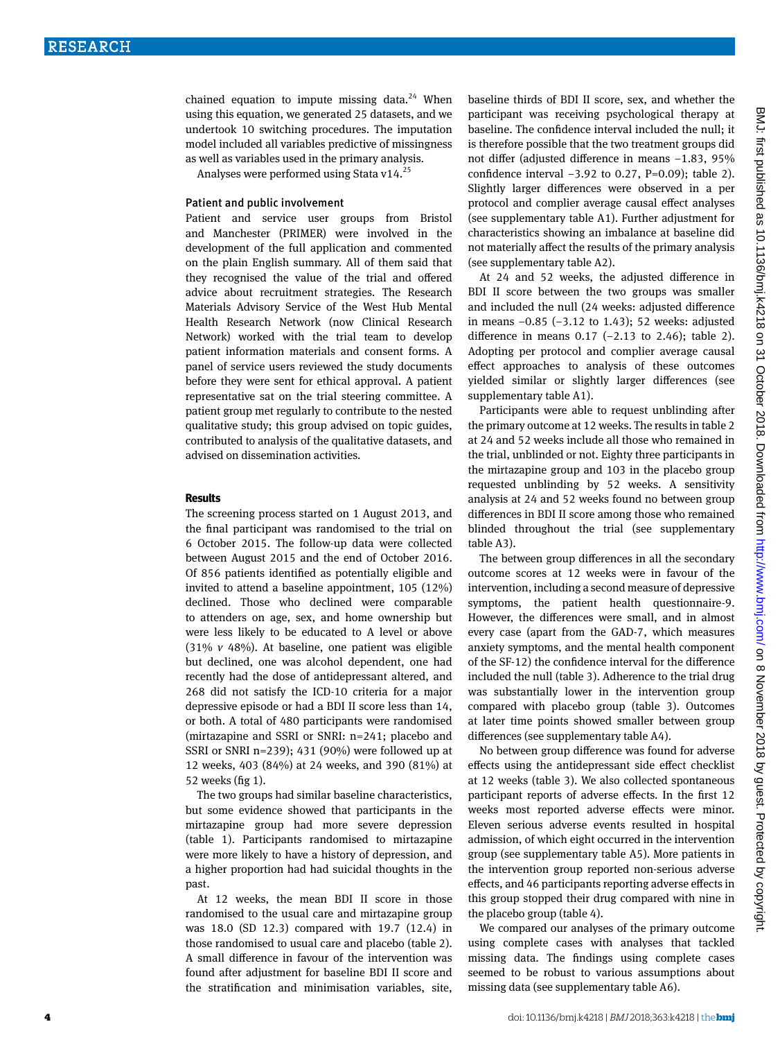chained equation to impute missing data.[24] When using this equation, we generated 25 datasets, and we undertook 10 switching procedures. The imputation model included all variables predictive of missingness as well as variables used in the primary analysis.

Analyses were performed using Stata v14.[25]

### Patient and public involvement

Patient and service user groups from Bristol and Manchester (PRIMER) were involved in the development of the full application and commented on the plain English summary. All of them said that they recognised the value of the trial and offered advice about recruitment strategies. The Research Materials Advisory Service of the West Hub Mental Health Research Network (now Clinical Research Network) worked with the trial team to develop patient information materials and consent forms. A panel of service users reviewed the study documents before they were sent for ethical approval. A patient representative sat on the trial steering committee. A patient group met regularly to contribute to the nested qualitative study; this group advised on topic guides, contributed to analysis of the qualitative datasets, and advised on dissemination activities.

## Results

The screening process started on 1 August 2013, and the final participant was randomised to the trial on 6 October 2015. The follow-up data were collected between August 2015 and the end of October 2016. Of 856 patients identified as potentially eligible and invited to attend a baseline appointment, 105 (12%) declined. Those who declined were comparable to attenders on age, sex, and home ownership but were less likely to be educated to A level or above (31% *v* 48%). At baseline, one patient was eligible but declined, one was alcohol dependent, one had recently had the dose of antidepressant altered, and 268 did not satisfy the ICD-10 criteria for a major depressive episode or had a BDI II score less than 14, or both. A total of 480 participants were randomised (mirtazapine and SSRI or SNRI: n=241; placebo and SSRI or SNRI n=239); 431 (90%) were followed up at 12 weeks, 403 (84%) at 24 weeks, and 390 (81%) at 52 weeks (fig 1).

The two groups had similar baseline characteristics, but some evidence showed that participants in the mirtazapine group had more severe depression (table 1). Participants randomised to mirtazapine were more likely to have a history of depression, and a higher proportion had had suicidal thoughts in the past.

At 12 weeks, the mean BDI II score in those randomised to the usual care and mirtazapine group was 18.0 (SD 12.3) compared with 19.7 (12.4) in those randomised to usual care and placebo (table 2). A small difference in favour of the intervention was found after adjustment for baseline BDI II score and the stratification and minimisation variables, site, baseline thirds of BDI II score, sex, and whether the participant was receiving psychological therapy at baseline. The confidence interval included the null; it is therefore possible that the two treatment groups did not differ (adjusted difference in means −1.83, 95% confidence interval −3.92 to 0.27, P=0.09); table 2). Slightly larger differences were observed in a per protocol and complier average causal effect analyses (see supplementary table A1). Further adjustment for characteristics showing an imbalance at baseline did not materially affect the results of the primary analysis (see supplementary table A2).

At 24 and 52 weeks, the adjusted difference in BDI II score between the two groups was smaller and included the null (24 weeks: adjusted difference in means −0.85 (−3.12 to 1.43); 52 weeks: adjusted difference in means 0.17 (−2.13 to 2.46); table 2). Adopting per protocol and complier average causal effect approaches to analysis of these outcomes yielded similar or slightly larger differences (see supplementary table A1).

Participants were able to request unblinding after the primary outcome at 12 weeks. The results in table 2 at 24 and 52 weeks include all those who remained in the trial, unblinded or not. Eighty three participants in the mirtazapine group and 103 in the placebo group requested unblinding by 52 weeks. A sensitivity analysis at 24 and 52 weeks found no between group differences in BDI II score among those who remained blinded throughout the trial (see supplementary table A3).

The between group differences in all the secondary outcome scores at 12 weeks were in favour of the intervention, including a second measure of depressive symptoms, the patient health questionnaire-9. However, the differences were small, and in almost every case (apart from the GAD-7, which measures anxiety symptoms, and the mental health component of the SF-12) the confidence interval for the difference included the null (table 3). Adherence to the trial drug was substantially lower in the intervention group compared with placebo group (table 3). Outcomes at later time points showed smaller between group differences (see supplementary table A4).

No between group difference was found for adverse effects using the antidepressant side effect checklist at 12 weeks (table 3). We also collected spontaneous participant reports of adverse effects. In the first 12 weeks most reported adverse effects were minor. Eleven serious adverse events resulted in hospital admission, of which eight occurred in the intervention group (see supplementary table A5). More patients in the intervention group reported non-serious adverse effects, and 46 participants reporting adverse effects in this group stopped their drug compared with nine in the placebo group (table 4).

We compared our analyses of the primary outcome using complete cases with analyses that tackled missing data. The findings using complete cases seemed to be robust to various assumptions about missing data (see supplementary table A6).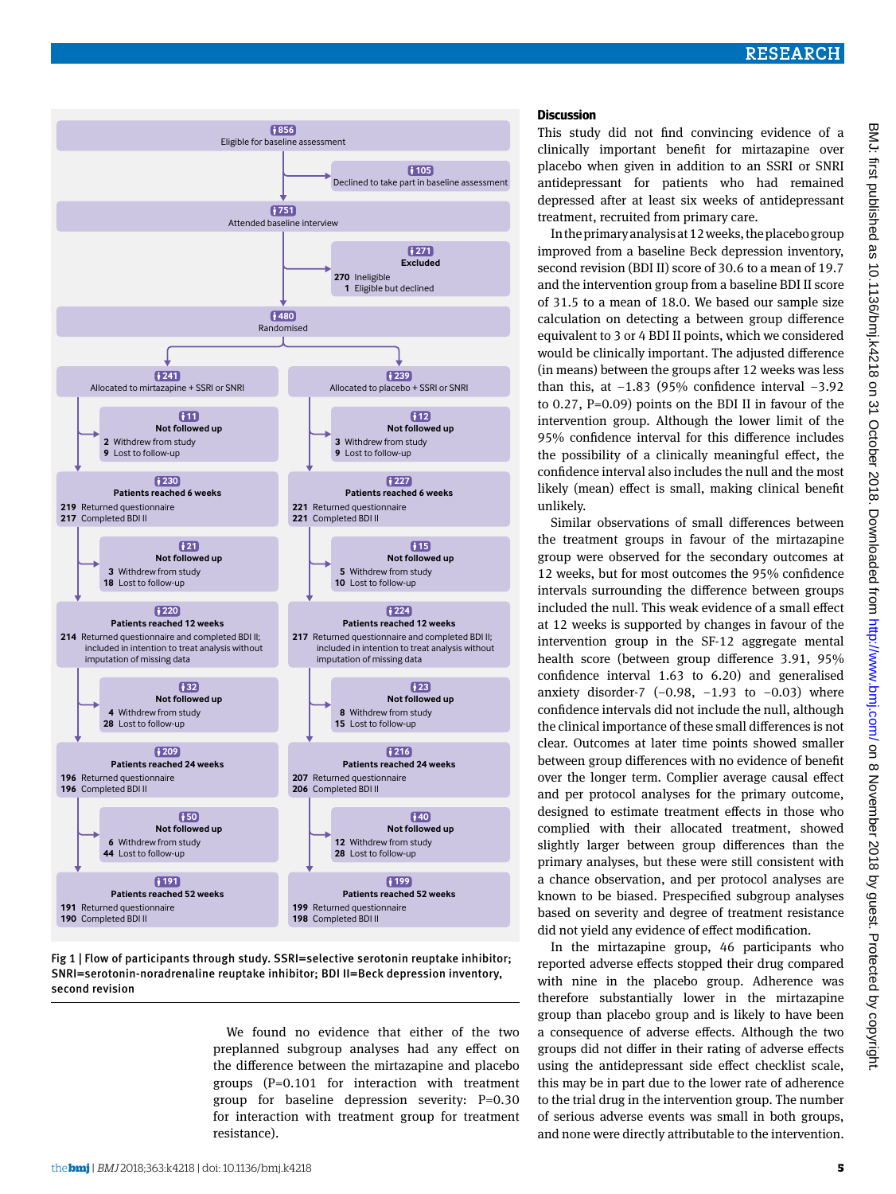**Flow diagram:**

- 856 — Eligible for baseline assessment
  - 105 — Declined to take part in baseline assessment
- 751 — Attended baseline interview
  - 271 — Excluded
    - 270 Ineligible
    - 1 Eligible but declined
- 480 — Randomised

| Allocated to mirtazapine + SSRI or SNRI (n=241) | Allocated to placebo + SSRI or SNRI (n=239) |
|---|---|
| Not followed up (n=11): 2 Withdrew from study; 9 Lost to follow-up | Not followed up (n=12): 3 Withdrew from study; 9 Lost to follow-up |
| Patients reached 6 weeks (n=230): 219 Returned questionnaire; 217 Completed BDI II | Patients reached 6 weeks (n=227): 221 Returned questionnaire; 221 Completed BDI II |
| Not followed up (n=21): 3 Withdrew from study; 18 Lost to follow-up | Not followed up (n=15): 5 Withdrew from study; 10 Lost to follow-up |
| Patients reached 12 weeks (n=220): 214 Returned questionnaire and completed BDI II; included in intention to treat analysis without imputation of missing data | Patients reached 12 weeks (n=224): 217 Returned questionnaire and completed BDI II; included in intention to treat analysis without imputation of missing data |
| Not followed up (n=32): 4 Withdrew from study; 28 Lost to follow-up | Not followed up (n=23): 8 Withdrew from study; 15 Lost to follow-up |
| Patients reached 24 weeks (n=209): 196 Returned questionnaire; 196 Completed BDI II | Patients reached 24 weeks (n=216): 207 Returned questionnaire; 206 Completed BDI II |
| Not followed up (n=50): 6 Withdrew from study; 44 Lost to follow-up | Not followed up (n=40): 12 Withdrew from study; 28 Lost to follow-up |
| Patients reached 52 weeks (n=191): 191 Returned questionnaire; 190 Completed BDI II | Patients reached 52 weeks (n=199): 199 Returned questionnaire; 198 Completed BDI II |

Fig 1 | Flow of participants through study. SSRI=selective serotonin reuptake inhibitor; SNRI=serotonin-noradrenaline reuptake inhibitor; BDI II=Beck depression inventory, second revision

We found no evidence that either of the two preplanned subgroup analyses had any effect on the difference between the mirtazapine and placebo groups (P=0.101 for interaction with treatment group for baseline depression severity: P=0.30 for interaction with treatment group for treatment resistance).

## Discussion

This study did not find convincing evidence of a clinically important benefit for mirtazapine over placebo when given in addition to an SSRI or SNRI antidepressant for patients who had remained depressed after at least six weeks of antidepressant treatment, recruited from primary care.

In the primary analysis at 12 weeks, the placebo group improved from a baseline Beck depression inventory, second revision (BDI II) score of 30.6 to a mean of 19.7 and the intervention group from a baseline BDI II score of 31.5 to a mean of 18.0. We based our sample size calculation on detecting a between group difference equivalent to 3 or 4 BDI II points, which we considered would be clinically important. The adjusted difference (in means) between the groups after 12 weeks was less than this, at −1.83 (95% confidence interval −3.92 to 0.27, P=0.09) points on the BDI II in favour of the intervention group. Although the lower limit of the 95% confidence interval for this difference includes the possibility of a clinically meaningful effect, the confidence interval also includes the null and the most likely (mean) effect is small, making clinical benefit unlikely.

Similar observations of small differences between the treatment groups in favour of the mirtazapine group were observed for the secondary outcomes at 12 weeks, but for most outcomes the 95% confidence intervals surrounding the difference between groups included the null. This weak evidence of a small effect at 12 weeks is supported by changes in favour of the intervention group in the SF-12 aggregate mental health score (between group difference 3.91, 95% confidence interval 1.63 to 6.20) and generalised anxiety disorder-7 (−0.98, −1.93 to −0.03) where confidence intervals did not include the null, although the clinical importance of these small differences is not clear. Outcomes at later time points showed smaller between group differences with no evidence of benefit over the longer term. Complier average causal effect and per protocol analyses for the primary outcome, designed to estimate treatment effects in those who complied with their allocated treatment, showed slightly larger between group differences than the primary analyses, but these were still consistent with a chance observation, and per protocol analyses are known to be biased. Prespecified subgroup analyses based on severity and degree of treatment resistance did not yield any evidence of effect modification.

In the mirtazapine group, 46 participants who reported adverse effects stopped their drug compared with nine in the placebo group. Adherence was therefore substantially lower in the mirtazapine group than placebo group and is likely to have been a consequence of adverse effects. Although the two groups did not differ in their rating of adverse effects using the antidepressant side effect checklist scale, this may be in part due to the lower rate of adherence to the trial drug in the intervention group. The number of serious adverse events was small in both groups, and none were directly attributable to the intervention.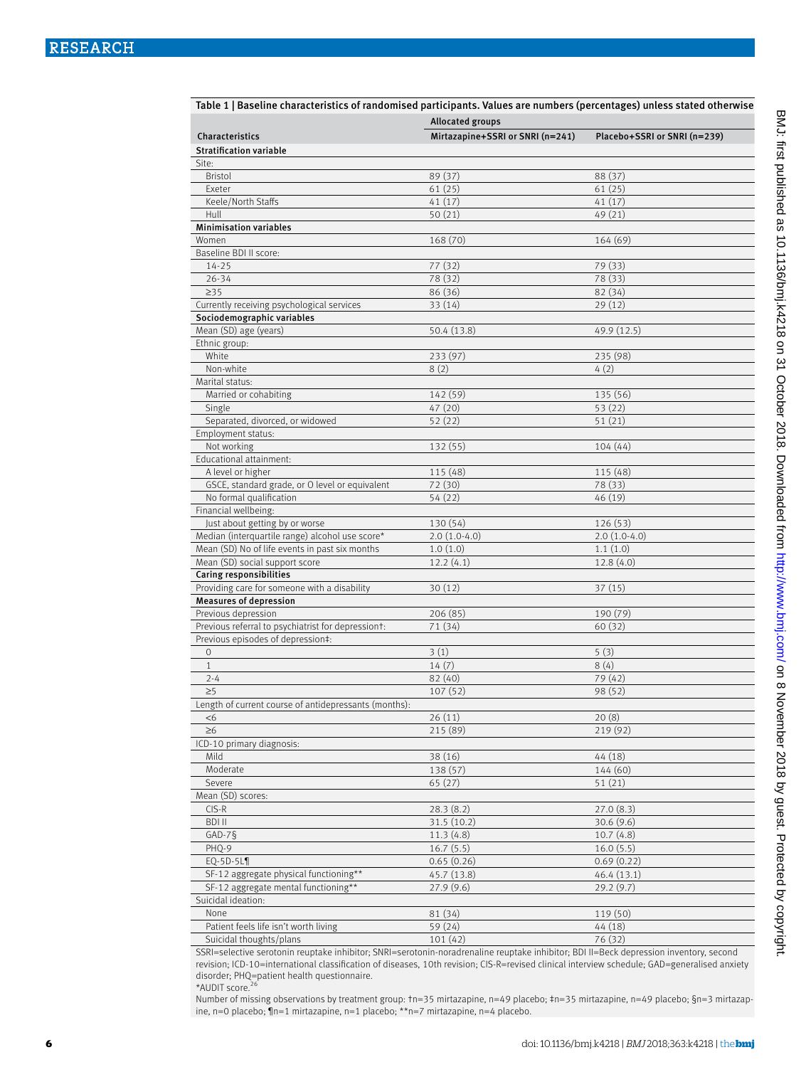Table 1 | Baseline characteristics of randomised participants. Values are numbers (percentages) unless stated otherwise

| Characteristics | Allocated groups | |
|---|---|---|
| | Mirtazapine+SSRI or SNRI (n=241) | Placebo+SSRI or SNRI (n=239) |
| **Stratification variable** | | |
| Site: | | |
| Bristol | 89 (37) | 88 (37) |
| Exeter | 61 (25) | 61 (25) |
| Keele/North Staffs | 41 (17) | 41 (17) |
| Hull | 50 (21) | 49 (21) |
| **Minimisation variables** | | |
| Women | 168 (70) | 164 (69) |
| Baseline BDI II score: | | |
| 14-25 | 77 (32) | 79 (33) |
| 26-34 | 78 (32) | 78 (33) |
| ≥35 | 86 (36) | 82 (34) |
| Currently receiving psychological services | 33 (14) | 29 (12) |
| **Sociodemographic variables** | | |
| Mean (SD) age (years) | 50.4 (13.8) | 49.9 (12.5) |
| Ethnic group: | | |
| White | 233 (97) | 235 (98) |
| Non-white | 8 (2) | 4 (2) |
| Marital status: | | |
| Married or cohabiting | 142 (59) | 135 (56) |
| Single | 47 (20) | 53 (22) |
| Separated, divorced, or widowed | 52 (22) | 51 (21) |
| Employment status: | | |
| Not working | 132 (55) | 104 (44) |
| Educational attainment: | | |
| A level or higher | 115 (48) | 115 (48) |
| GSCE, standard grade, or O level or equivalent | 72 (30) | 78 (33) |
| No formal qualification | 54 (22) | 46 (19) |
| Financial wellbeing: | | |
| Just about getting by or worse | 130 (54) | 126 (53) |
| Median (interquartile range) alcohol use score* | 2.0 (1.0-4.0) | 2.0 (1.0-4.0) |
| Mean (SD) No of life events in past six months | 1.0 (1.0) | 1.1 (1.0) |
| Mean (SD) social support score | 12.2 (4.1) | 12.8 (4.0) |
| **Caring responsibilities** | | |
| Providing care for someone with a disability | 30 (12) | 37 (15) |
| **Measures of depression** | | |
| Previous depression | 206 (85) | 190 (79) |
| Previous referral to psychiatrist for depression†: | 71 (34) | 60 (32) |
| Previous episodes of depression‡: | | |
| 0 | 3 (1) | 5 (3) |
| 1 | 14 (7) | 8 (4) |
| 2-4 | 82 (40) | 79 (42) |
| ≥5 | 107 (52) | 98 (52) |
| Length of current course of antidepressants (months): | | |
| <6 | 26 (11) | 20 (8) |
| ≥6 | 215 (89) | 219 (92) |
| ICD-10 primary diagnosis: | | |
| Mild | 38 (16) | 44 (18) |
| Moderate | 138 (57) | 144 (60) |
| Severe | 65 (27) | 51 (21) |
| Mean (SD) scores: | | |
| CIS-R | 28.3 (8.2) | 27.0 (8.3) |
| BDI II | 31.5 (10.2) | 30.6 (9.6) |
| GAD-7§ | 11.3 (4.8) | 10.7 (4.8) |
| PHQ-9 | 16.7 (5.5) | 16.0 (5.5) |
| EQ-5D-5L¶ | 0.65 (0.26) | 0.69 (0.22) |
| SF-12 aggregate physical functioning** | 45.7 (13.8) | 46.4 (13.1) |
| SF-12 aggregate mental functioning** | 27.9 (9.6) | 29.2 (9.7) |
| Suicidal ideation: | | |
| None | 81 (34) | 119 (50) |
| Patient feels life isn't worth living | 59 (24) | 44 (18) |
| Suicidal thoughts/plans | 101 (42) | 76 (32) |

SSRI=selective serotonin reuptake inhibitor; SNRI=serotonin-noradrenaline reuptake inhibitor; BDI II=Beck depression inventory, second revision; ICD-10=international classification of diseases, 10th revision; CIS-R=revised clinical interview schedule; GAD=generalised anxiety disorder; PHQ=patient health questionnaire.

*AUDIT score.[26]

Number of missing observations by treatment group: †n=35 mirtazapine, n=49 placebo; ‡n=35 mirtazapine, n=49 placebo; §n=3 mirtazapine, n=0 placebo; ¶n=1 mirtazapine, n=1 placebo; **n=7 mirtazapine, n=4 placebo.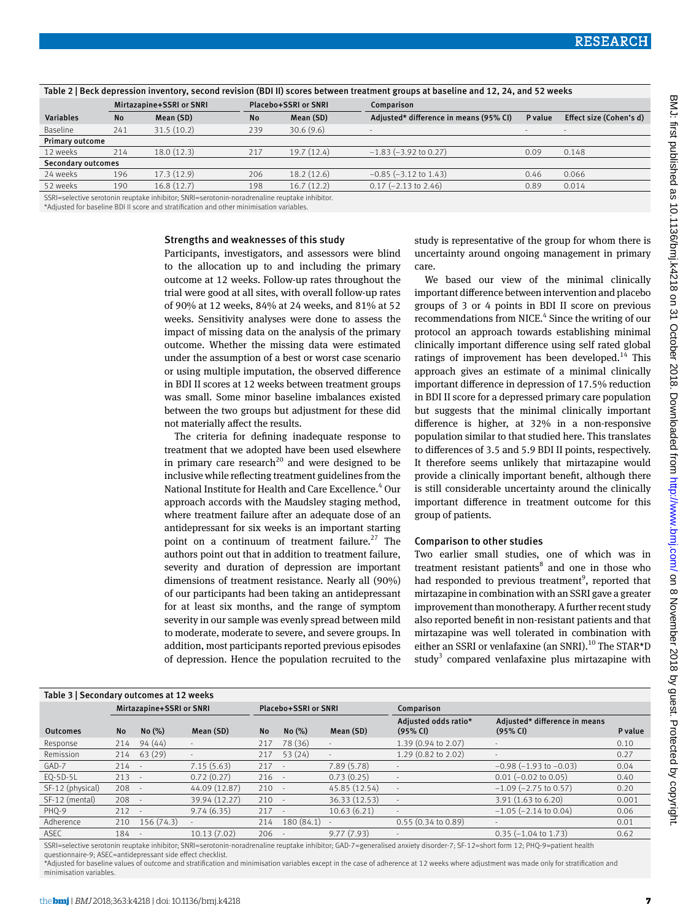Table 2 | Beck depression inventory, second revision (BDI II) scores between treatment groups at baseline and 12, 24, and 52 weeks

| | Mirtazapine+SSRI or SNRI | | Placebo+SSRI or SNRI | | Comparison | | |
|---|---|---|---|---|---|---|---|
| Variables | No | Mean (SD) | No | Mean (SD) | Adjusted* difference in means (95% CI) | P value | Effect size (Cohen's d) |
| Baseline | 241 | 31.5 (10.2) | 239 | 30.6 (9.6) | - | - | - |
| **Primary outcome** | | | | | | | |
| 12 weeks | 214 | 18.0 (12.3) | 217 | 19.7 (12.4) | −1.83 (−3.92 to 0.27) | 0.09 | 0.148 |
| **Secondary outcomes** | | | | | | | |
| 24 weeks | 196 | 17.3 (12.9) | 206 | 18.2 (12.6) | −0.85 (−3.12 to 1.43) | 0.46 | 0.066 |
| 52 weeks | 190 | 16.8 (12.7) | 198 | 16.7 (12.2) | 0.17 (−2.13 to 2.46) | 0.89 | 0.014 |

SSRI=selective serotonin reuptake inhibitor; SNRI=serotonin-noradrenaline reuptake inhibitor.
*Adjusted for baseline BDI II score and stratification and other minimisation variables.

### Strengths and weaknesses of this study

Participants, investigators, and assessors were blind to the allocation up to and including the primary outcome at 12 weeks. Follow-up rates throughout the trial were good at all sites, with overall follow-up rates of 90% at 12 weeks, 84% at 24 weeks, and 81% at 52 weeks. Sensitivity analyses were done to assess the impact of missing data on the analysis of the primary outcome. Whether the missing data were estimated under the assumption of a best or worst case scenario or using multiple imputation, the observed difference in BDI II scores at 12 weeks between treatment groups was small. Some minor baseline imbalances existed between the two groups but adjustment for these did not materially affect the results.

The criteria for defining inadequate response to treatment that we adopted have been used elsewhere in primary care research[20] and were designed to be inclusive while reflecting treatment guidelines from the National Institute for Health and Care Excellence.[4] Our approach accords with the Maudsley staging method, where treatment failure after an adequate dose of an antidepressant for six weeks is an important starting point on a continuum of treatment failure.[27] The authors point out that in addition to treatment failure, severity and duration of depression are important dimensions of treatment resistance. Nearly all (90%) of our participants had been taking an antidepressant for at least six months, and the range of symptom severity in our sample was evenly spread between mild to moderate, moderate to severe, and severe groups. In addition, most participants reported previous episodes of depression. Hence the population recruited to the study is representative of the group for whom there is uncertainty around ongoing management in primary care.

We based our view of the minimal clinically important difference between intervention and placebo groups of 3 or 4 points in BDI II score on previous recommendations from NICE.[4] Since the writing of our protocol an approach towards establishing minimal clinically important difference using self rated global ratings of improvement has been developed.[14] This approach gives an estimate of a minimal clinically important difference in depression of 17.5% reduction in BDI II score for a depressed primary care population but suggests that the minimal clinically important difference is higher, at 32% in a non-responsive population similar to that studied here. This translates to differences of 3.5 and 5.9 BDI II points, respectively. It therefore seems unlikely that mirtazapine would provide a clinically important benefit, although there is still considerable uncertainty around the clinically important difference in treatment outcome for this group of patients.

### Comparison to other studies

Two earlier small studies, one of which was in treatment resistant patients[8] and one in those who had responded to previous treatment[9], reported that mirtazapine in combination with an SSRI gave a greater improvement than monotherapy. A further recent study also reported benefit in non-resistant patients and that mirtazapine was well tolerated in combination with either an SSRI or venlafaxine (an SNRI).[10] The STAR*D study[3] compared venlafaxine plus mirtazapine with

Table 3 | Secondary outcomes at 12 weeks

| | Mirtazapine+SSRI or SNRI | | | Placebo+SSRI or SNRI | | | Comparison | | |
|---|---|---|---|---|---|---|---|---|---|
| Outcomes | No | No (%) | Mean (SD) | No | No (%) | Mean (SD) | Adjusted odds ratio* (95% CI) | Adjusted* difference in means (95% CI) | P value |
| Response | 214 | 94 (44) | - | 217 | 78 (36) | - | 1.39 (0.94 to 2.07) | - | 0.10 |
| Remission | 214 | 63 (29) | - | 217 | 53 (24) | - | 1.29 (0.82 to 2.02) | - | 0.27 |
| GAD-7 | 214 | - | 7.15 (5.63) | 217 | - | 7.89 (5.78) | - | −0.98 (−1.93 to −0.03) | 0.04 |
| EQ-5D-5L | 213 | - | 0.72 (0.27) | 216 | - | 0.73 (0.25) | - | 0.01 (−0.02 to 0.05) | 0.40 |
| SF-12 (physical) | 208 | - | 44.09 (12.87) | 210 | - | 45.85 (12.54) | - | −1.09 (−2.75 to 0.57) | 0.20 |
| SF-12 (mental) | 208 | - | 39.94 (12.27) | 210 | - | 36.33 (12.53) | - | 3.91 (1.63 to 6.20) | 0.001 |
| PHQ-9 | 212 | - | 9.74 (6.35) | 217 | - | 10.63 (6.21) | - | −1.05 (−2.14 to 0.04) | 0.06 |
| Adherence | 210 | 156 (74.3) | - | 214 | 180 (84.1) | - | 0.55 (0.34 to 0.89) | - | 0.01 |
| ASEC | 184 | - | 10.13 (7.02) | 206 | - | 9.77 (7.93) | - | 0.35 (−1.04 to 1.73) | 0.62 |

SSRI=selective serotonin reuptake inhibitor; SNRI=serotonin-noradrenaline reuptake inhibitor; GAD-7=generalised anxiety disorder-7; SF-12=short form 12; PHQ-9=patient health questionnaire-9; ASEC=antidepressant side effect checklist.
*Adjusted for baseline values of outcome and stratification and minimisation variables except in the case of adherence at 12 weeks where adjustment was made only for stratification and minimisation variables.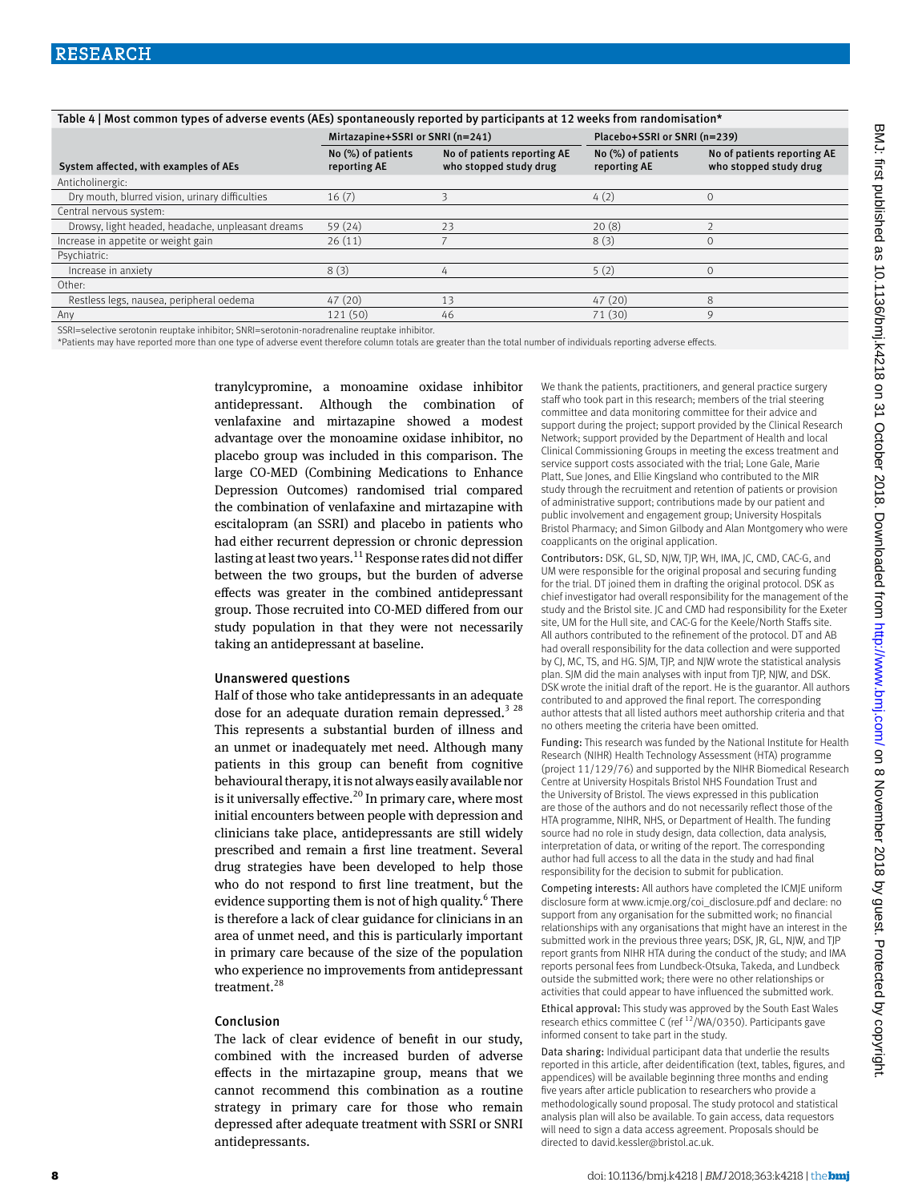Table 4 | Most common types of adverse events (AEs) spontaneously reported by participants at 12 weeks from randomisation*

| | Mirtazapine+SSRI or SNRI (n=241) | | Placebo+SSRI or SNRI (n=239) | |
|---|---|---|---|---|
| System affected, with examples of AEs | No (%) of patients reporting AE | No of patients reporting AE who stopped study drug | No (%) of patients reporting AE | No of patients reporting AE who stopped study drug |
| Anticholinergic: | | | | |
| Dry mouth, blurred vision, urinary difficulties | 16 (7) | 3 | 4 (2) | 0 |
| Central nervous system: | | | | |
| Drowsy, light headed, headache, unpleasant dreams | 59 (24) | 23 | 20 (8) | 2 |
| Increase in appetite or weight gain | 26 (11) | 7 | 8 (3) | 0 |
| Psychiatric: | | | | |
| Increase in anxiety | 8 (3) | 4 | 5 (2) | 0 |
| Other: | | | | |
| Restless legs, nausea, peripheral oedema | 47 (20) | 13 | 47 (20) | 8 |
| Any | 121 (50) | 46 | 71 (30) | 9 |

SSRI=selective serotonin reuptake inhibitor; SNRI=serotonin-noradrenaline reuptake inhibitor.
*Patients may have reported more than one type of adverse event therefore column totals are greater than the total number of individuals reporting adverse effects.

tranylcypromine, a monoamine oxidase inhibitor antidepressant. Although the combination of venlafaxine and mirtazapine showed a modest advantage over the monoamine oxidase inhibitor, no placebo group was included in this comparison. The large CO-MED (Combining Medications to Enhance Depression Outcomes) randomised trial compared the combination of venlafaxine and mirtazapine with escitalopram (an SSRI) and placebo in patients who had either recurrent depression or chronic depression lasting at least two years.[11] Response rates did not differ between the two groups, but the burden of adverse effects was greater in the combined antidepressant group. Those recruited into CO-MED differed from our study population in that they were not necessarily taking an antidepressant at baseline.

### Unanswered questions

Half of those who take antidepressants in an adequate dose for an adequate duration remain depressed.[3 28] This represents a substantial burden of illness and an unmet or inadequately met need. Although many patients in this group can benefit from cognitive behavioural therapy, it is not always easily available nor is it universally effective.[20] In primary care, where most initial encounters between people with depression and clinicians take place, antidepressants are still widely prescribed and remain a first line treatment. Several drug strategies have been developed to help those who do not respond to first line treatment, but the evidence supporting them is not of high quality.[6] There is therefore a lack of clear guidance for clinicians in an area of unmet need, and this is particularly important in primary care because of the size of the population who experience no improvements from antidepressant treatment.[28]

### Conclusion

The lack of clear evidence of benefit in our study, combined with the increased burden of adverse effects in the mirtazapine group, means that we cannot recommend this combination as a routine strategy in primary care for those who remain depressed after adequate treatment with SSRI or SNRI antidepressants.

We thank the patients, practitioners, and general practice surgery staff who took part in this research; members of the trial steering committee and data monitoring committee for their advice and support during the project; support provided by the Clinical Research Network; support provided by the Department of Health and local Clinical Commissioning Groups in meeting the excess treatment and service support costs associated with the trial; Lone Gale, Marie Platt, Sue Jones, and Ellie Kingsland who contributed to the MIR study through the recruitment and retention of patients or provision of administrative support; contributions made by our patient and public involvement and engagement group; University Hospitals Bristol Pharmacy; and Simon Gilbody and Alan Montgomery who were coapplicants on the original application.

**Contributors:** DSK, GL, SD, NJW, TJP, WH, IMA, JC, CMD, CAC-G, and UM were responsible for the original proposal and securing funding for the trial. DT joined them in drafting the original protocol. DSK as chief investigator had overall responsibility for the management of the study and the Bristol site. JC and CMD had responsibility for the Exeter site, UM for the Hull site, and CAC-G for the Keele/North Staffs site. All authors contributed to the refinement of the protocol. DT and AB had overall responsibility for the data collection and were supported by CJ, MC, TS, and HG. SJM, TJP, and NJW wrote the statistical analysis plan. SJM did the main analyses with input from TJP, NJW, and DSK. DSK wrote the initial draft of the report. He is the guarantor. All authors contributed to and approved the final report. The corresponding author attests that all listed authors meet authorship criteria and that no others meeting the criteria have been omitted.

**Funding:** This research was funded by the National Institute for Health Research (NIHR) Health Technology Assessment (HTA) programme (project 11/129/76) and supported by the NIHR Biomedical Research Centre at University Hospitals Bristol NHS Foundation Trust and the University of Bristol. The views expressed in this publication are those of the authors and do not necessarily reflect those of the HTA programme, NIHR, NHS, or Department of Health. The funding source had no role in study design, data collection, data analysis, interpretation of data, or writing of the report. The corresponding author had full access to all the data in the study and had final responsibility for the decision to submit for publication.

**Competing interests:** All authors have completed the ICMJE uniform disclosure form at www.icmje.org/coi_disclosure.pdf and declare: no support from any organisation for the submitted work; no financial relationships with any organisations that might have an interest in the submitted work in the previous three years; DSK, JR, GL, NJW, and TJP report grants from NIHR HTA during the conduct of the study; and IMA reports personal fees from Lundbeck-Otsuka, Takeda, and Lundbeck outside the submitted work; there were no other relationships or activities that could appear to have influenced the submitted work.

**Ethical approval:** This study was approved by the South East Wales research ethics committee C (ref [12]/WA/0350). Participants gave informed consent to take part in the study.

**Data sharing:** Individual participant data that underlie the results reported in this article, after deidentification (text, tables, figures, and appendices) will be available beginning three months and ending five years after article publication to researchers who provide a methodologically sound proposal. The study protocol and statistical analysis plan will also be available. To gain access, data requestors will need to sign a data access agreement. Proposals should be directed to david.kessler@bristol.ac.uk.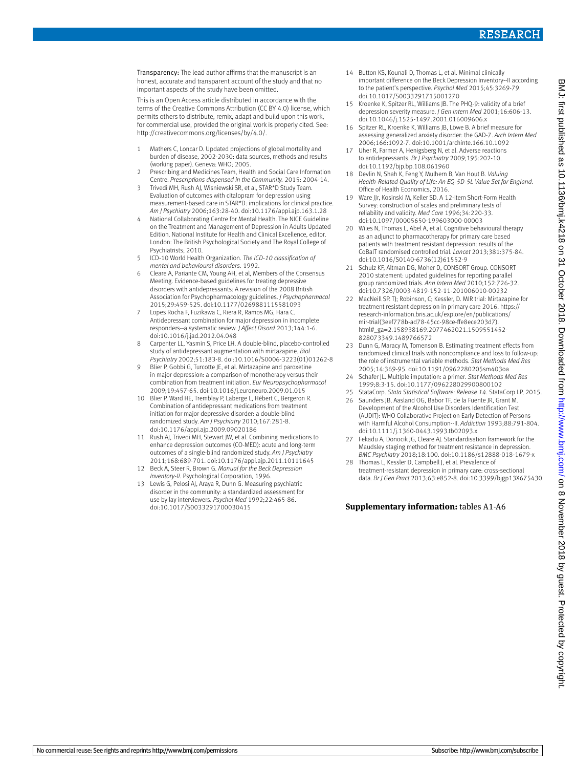**Transparency:** The lead author affirms that the manuscript is an honest, accurate and transparent account of the study and that no important aspects of the study have been omitted.

This is an Open Access article distributed in accordance with the terms of the Creative Commons Attribution (CC BY 4.0) license, which permits others to distribute, remix, adapt and build upon this work, for commercial use, provided the original work is properly cited. See: http://creativecommons.org/licenses/by/4.0/.

1. Mathers C, Loncar D. Updated projections of global mortality and burden of disease, 2002-2030: data sources, methods and results (working paper). Geneva: WHO; 2005.
2. Prescribing and Medicines Team, Health and Social Care Information Centre. *Prescriptions dispensed in the Community.* 2015: 2004-14.
3. Trivedi MH, Rush AJ, Wisniewski SR, et al, STAR*D Study Team. Evaluation of outcomes with citalopram for depression using measurement-based care in STAR*D: implications for clinical practice. *Am J Psychiatry* 2006;163:28-40. doi:10.1176/appi.ajp.163.1.28
4. National Collaborating Centre for Mental Health. The NICE Guideline on the Treatment and Management of Depression in Adults Updated Edition. National Institute for Health and Clinical Excellence, editor. London: The British Psychological Society and The Royal College of Psychiatrists; 2010.
5. ICD-10 World Health Organization. *The ICD-10 classification of mental and behavioural disorders.* 1992.
6. Cleare A, Pariante CM, Young AH, et al, Members of the Consensus Meeting. Evidence-based guidelines for treating depressive disorders with antidepressants: A revision of the 2008 British Association for Psychopharmacology guidelines. *J Psychopharmacol* 2015;29:459-525. doi:10.1177/0269881115581093
7. Lopes Rocha F, Fuzikawa C, Riera R, Ramos MG, Hara C. Antidepressant combination for major depression in incomplete responders--a systematic review. *J Affect Disord* 2013;144:1-6. doi:10.1016/j.jad.2012.04.048
8. Carpenter LL, Yasmin S, Price LH. A double-blind, placebo-controlled study of antidepressant augmentation with mirtazapine. *Biol Psychiatry* 2002;51:183-8. doi:10.1016/S0006-3223(01)01262-8
9. Blier P, Gobbi G, Turcotte JE, et al. Mirtazapine and paroxetine in major depression: a comparison of monotherapy versus their combination from treatment initiation. *Eur Neuropsychopharmacol* 2009;19:457-65. doi:10.1016/j.euroneuro.2009.01.015
10. Blier P, Ward HE, Tremblay P, Laberge L, Hébert C, Bergeron R. Combination of antidepressant medications from treatment initiation for major depressive disorder: a double-blind randomized study. *Am J Psychiatry* 2010;167:281-8. doi:10.1176/appi.ajp.2009.09020186
11. Rush AJ, Trivedi MH, Stewart JW, et al. Combining medications to enhance depression outcomes (CO-MED): acute and long-term outcomes of a single-blind randomized study. *Am J Psychiatry* 2011;168:689-701. doi:10.1176/appi.ajp.2011.10111645
12. Beck A, Steer R, Brown G. *Manual for the Beck Depression Inventory-II.* Psychological Corporation, 1996.
13. Lewis G, Pelosi AJ, Araya R, Dunn G. Measuring psychiatric disorder in the community: a standardized assessment for use by lay interviewers. *Psychol Med* 1992;22:465-86. doi:10.1017/S0033291700030415
14. Button KS, Kounali D, Thomas L, et al. Minimal clinically important difference on the Beck Depression Inventory--II according to the patient's perspective. *Psychol Med* 2015;45:3269-79. doi:10.1017/S0033291715001270
15. Kroenke K, Spitzer RL, Williams JB. The PHQ-9: validity of a brief depression severity measure. *J Gen Intern Med* 2001;16:606-13. doi:10.1046/j.1525-1497.2001.016009606.x
16. Spitzer RL, Kroenke K, Williams JB, Löwe B. A brief measure for assessing generalized anxiety disorder: the GAD-7. *Arch Intern Med* 2006;166:1092-7. doi:10.1001/archinte.166.10.1092
17. Uher R, Farmer A, Henigsberg N, et al. Adverse reactions to antidepressants. *Br J Psychiatry* 2009;195:202-10. doi:10.1192/bjp.bp.108.061960
18. Devlin N, Shah K, Feng Y, Mulhern B, Van Hout B. *Valuing Health-Related Quality of Life: An EQ-5D-5L Value Set for England.* Office of Health Economics, 2016.
19. Ware JJr, Kosinski M, Keller SD. A 12-Item Short-Form Health Survey: construction of scales and preliminary tests of reliability and validity. *Med Care* 1996;34:220-33. doi:10.1097/00005650-199603000-00003
20. Wiles N, Thomas L, Abel A, et al. Cognitive behavioural therapy as an adjunct to pharmacotherapy for primary care based patients with treatment resistant depression: results of the CoBalT randomised controlled trial. *Lancet* 2013;381:375-84. doi:10.1016/S0140-6736(12)61552-9
21. Schulz KF, Altman DG, Moher D, CONSORT Group. CONSORT 2010 statement: updated guidelines for reporting parallel group randomized trials. *Ann Intern Med* 2010;152:726-32. doi:10.7326/0003-4819-152-11-201006010-00232
22. MacNeill SP. TJ; Robinson, C; Kessler, D. MIR trial: Mirtazapine for treatment resistant depression in primary care 2016. https://research-information.bris.ac.uk/explore/en/publications/mir-trial(3eef778b-ad78-45cc-98ce-ffe8ece203d7).html#_ga=2.158938169.2077462021.1509551452-828073349.1489766572
23. Dunn G, Maracy M, Tomenson B. Estimating treatment effects from randomized clinical trials with noncompliance and loss to follow-up: the role of instrumental variable methods. *Stat Methods Med Res* 2005;14:369-95. doi:10.1191/0962280205sm403oa
24. Schafer JL. Multiple imputation: a primer. *Stat Methods Med Res* 1999;8:3-15. doi:10.1177/096228029900800102
25. StataCorp. *Stata Statistical Software: Release 14.* StataCorp LP, 2015.
26. Saunders JB, Aasland OG, Babor TF, de la Fuente JR, Grant M. Development of the Alcohol Use Disorders Identification Test (AUDIT): WHO Collaborative Project on Early Detection of Persons with Harmful Alcohol Consumption--II. *Addiction* 1993;88:791-804. doi:10.1111/j.1360-0443.1993.tb02093.x
27. Fekadu A, Donocik JG, Cleare AJ. Standardisation framework for the Maudsley staging method for treatment resistance in depression. *BMC Psychiatry* 2018;18:100. doi:10.1186/s12888-018-1679-x
28. Thomas L, Kessler D, Campbell J, et al. Prevalence of treatment-resistant depression in primary care: cross-sectional data. *Br J Gen Pract* 2013;63:e852-8. doi:10.3399/bjgp13X675430

**Supplementary information:** tables A1-A6